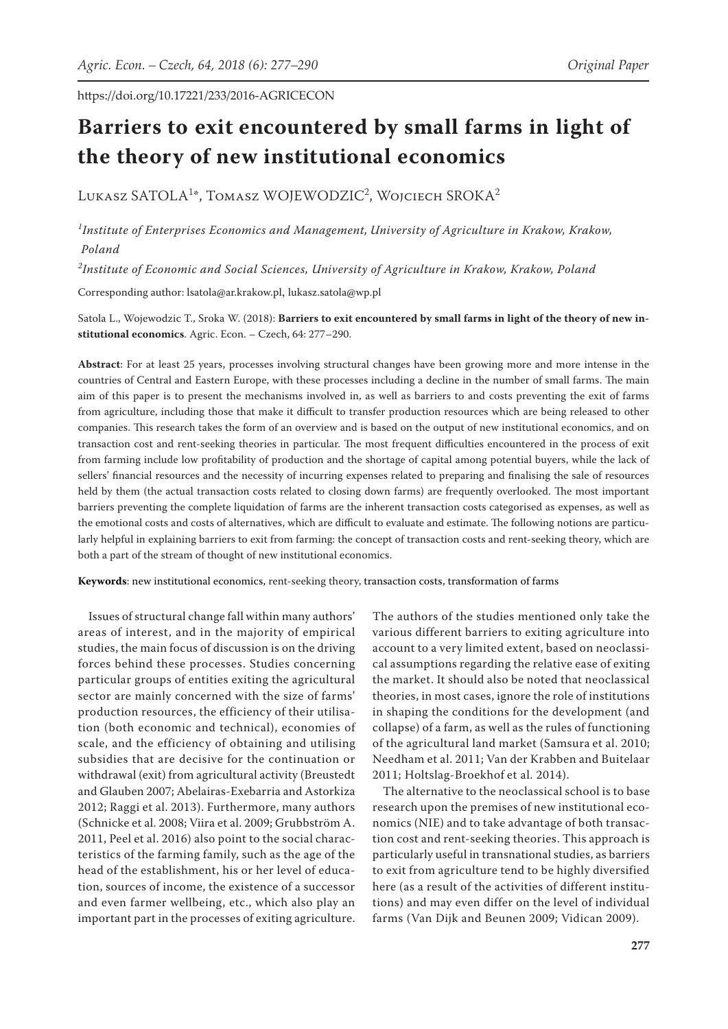https://doi.org/10.17221/233/2016-AGRICECON

# Barriers to exit encountered by small farms in light of the theory of new institutional economics

Lukasz SATOLA[1]*, Tomasz WOJEWODZIC[2], Wojciech SROKA[2]

*[1]Institute of Enterprises Economics and Management, University of Agriculture in Krakow, Krakow, Poland*

*[2]Institute of Economic and Social Sciences, University of Agriculture in Krakow, Krakow, Poland*

Corresponding author: lsatola@ar.krakow.pl, lukasz.satola@wp.pl

Satola L., Wojewodzic T., Sroka W. (2018): **Barriers to exit encountered by small farms in light of the theory of new institutional economics**. Agric. Econ. – Czech, 64: 277–290.

**Abstract**: For at least 25 years, processes involving structural changes have been growing more and more intense in the countries of Central and Eastern Europe, with these processes including a decline in the number of small farms. The main aim of this paper is to present the mechanisms involved in, as well as barriers to and costs preventing the exit of farms from agriculture, including those that make it difficult to transfer production resources which are being released to other companies. This research takes the form of an overview and is based on the output of new institutional economics, and on transaction cost and rent-seeking theories in particular. The most frequent difficulties encountered in the process of exit from farming include low profitability of production and the shortage of capital among potential buyers, while the lack of sellers' financial resources and the necessity of incurring expenses related to preparing and finalising the sale of resources held by them (the actual transaction costs related to closing down farms) are frequently overlooked. The most important barriers preventing the complete liquidation of farms are the inherent transaction costs categorised as expenses, as well as the emotional costs and costs of alternatives, which are difficult to evaluate and estimate. The following notions are particularly helpful in explaining barriers to exit from farming: the concept of transaction costs and rent-seeking theory, which are both a part of the stream of thought of new institutional economics.

**Keywords**: new institutional economics, rent-seeking theory, transaction costs, transformation of farms

Issues of structural change fall within many authors' areas of interest, and in the majority of empirical studies, the main focus of discussion is on the driving forces behind these processes. Studies concerning particular groups of entities exiting the agricultural sector are mainly concerned with the size of farms' production resources, the efficiency of their utilisation (both economic and technical), economies of scale, and the efficiency of obtaining and utilising subsidies that are decisive for the continuation or withdrawal (exit) from agricultural activity (Breustedt and Glauben 2007; Abelairas-Exebarria and Astorkiza 2012; Raggi et al. 2013). Furthermore, many authors (Schnicke et al. 2008; Viira et al. 2009; Grubbström A. 2011, Peel et al. 2016) also point to the social characteristics of the farming family, such as the age of the head of the establishment, his or her level of education, sources of income, the existence of a successor and even farmer wellbeing, etc., which also play an important part in the processes of exiting agriculture. The authors of the studies mentioned only take the various different barriers to exiting agriculture into account to a very limited extent, based on neoclassical assumptions regarding the relative ease of exiting the market. It should also be noted that neoclassical theories, in most cases, ignore the role of institutions in shaping the conditions for the development (and collapse) of a farm, as well as the rules of functioning of the agricultural land market (Samsura et al. 2010; Needham et al. 2011; Van der Krabben and Buitelaar 2011; Holtslag-Broekhof et al. 2014).

The alternative to the neoclassical school is to base research upon the premises of new institutional economics (NIE) and to take advantage of both transaction cost and rent-seeking theories. This approach is particularly useful in transnational studies, as barriers to exit from agriculture tend to be highly diversified here (as a result of the activities of different institutions) and may even differ on the level of individual farms (Van Dijk and Beunen 2009; Vidican 2009).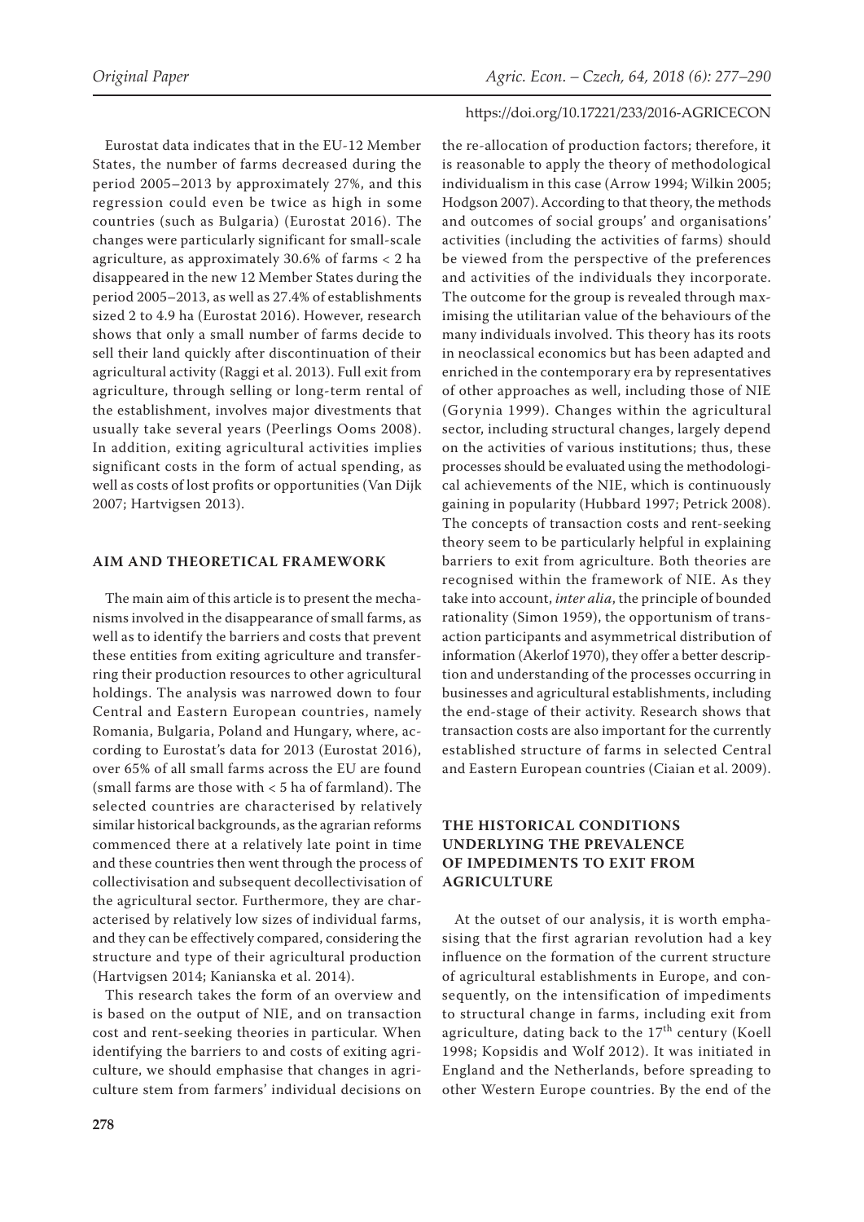Eurostat data indicates that in the EU-12 Member States, the number of farms decreased during the period 2005–2013 by approximately 27%, and this regression could even be twice as high in some countries (such as Bulgaria) (Eurostat 2016). The changes were particularly significant for small-scale agriculture, as approximately 30.6% of farms < 2 ha disappeared in the new 12 Member States during the period 2005–2013, as well as 27.4% of establishments sized 2 to 4.9 ha (Eurostat 2016). However, research shows that only a small number of farms decide to sell their land quickly after discontinuation of their agricultural activity (Raggi et al. 2013). Full exit from agriculture, through selling or long-term rental of the establishment, involves major divestments that usually take several years (Peerlings Ooms 2008). In addition, exiting agricultural activities implies significant costs in the form of actual spending, as well as costs of lost profits or opportunities (Van Dijk 2007; Hartvigsen 2013).

## AIM AND THEORETICAL FRAMEWORK

The main aim of this article is to present the mechanisms involved in the disappearance of small farms, as well as to identify the barriers and costs that prevent these entities from exiting agriculture and transferring their production resources to other agricultural holdings. The analysis was narrowed down to four Central and Eastern European countries, namely Romania, Bulgaria, Poland and Hungary, where, according to Eurostat's data for 2013 (Eurostat 2016), over 65% of all small farms across the EU are found (small farms are those with < 5 ha of farmland). The selected countries are characterised by relatively similar historical backgrounds, as the agrarian reforms commenced there at a relatively late point in time and these countries then went through the process of collectivisation and subsequent decollectivisation of the agricultural sector. Furthermore, they are characterised by relatively low sizes of individual farms, and they can be effectively compared, considering the structure and type of their agricultural production (Hartvigsen 2014; Kanianska et al. 2014).

This research takes the form of an overview and is based on the output of NIE, and on transaction cost and rent-seeking theories in particular. When identifying the barriers to and costs of exiting agriculture, we should emphasise that changes in agriculture stem from farmers' individual decisions on the re-allocation of production factors; therefore, it is reasonable to apply the theory of methodological individualism in this case (Arrow 1994; Wilkin 2005; Hodgson 2007). According to that theory, the methods and outcomes of social groups' and organisations' activities (including the activities of farms) should be viewed from the perspective of the preferences and activities of the individuals they incorporate. The outcome for the group is revealed through maximising the utilitarian value of the behaviours of the many individuals involved. This theory has its roots in neoclassical economics but has been adapted and enriched in the contemporary era by representatives of other approaches as well, including those of NIE (Gorynia 1999). Changes within the agricultural sector, including structural changes, largely depend on the activities of various institutions; thus, these processes should be evaluated using the methodological achievements of the NIE, which is continuously gaining in popularity (Hubbard 1997; Petrick 2008). The concepts of transaction costs and rent-seeking theory seem to be particularly helpful in explaining barriers to exit from agriculture. Both theories are recognised within the framework of NIE. As they take into account, *inter alia*, the principle of bounded rationality (Simon 1959), the opportunism of transaction participants and asymmetrical distribution of information (Akerlof 1970), they offer a better description and understanding of the processes occurring in businesses and agricultural establishments, including the end-stage of their activity. Research shows that transaction costs are also important for the currently established structure of farms in selected Central and Eastern European countries (Ciaian et al. 2009).

## THE HISTORICAL CONDITIONS UNDERLYING THE PREVALENCE OF IMPEDIMENTS TO EXIT FROM AGRICULTURE

At the outset of our analysis, it is worth emphasising that the first agrarian revolution had a key influence on the formation of the current structure of agricultural establishments in Europe, and consequently, on the intensification of impediments to structural change in farms, including exit from agriculture, dating back to the 17$^{th}$ century (Koell 1998; Kopsidis and Wolf 2012). It was initiated in England and the Netherlands, before spreading to other Western Europe countries. By the end of the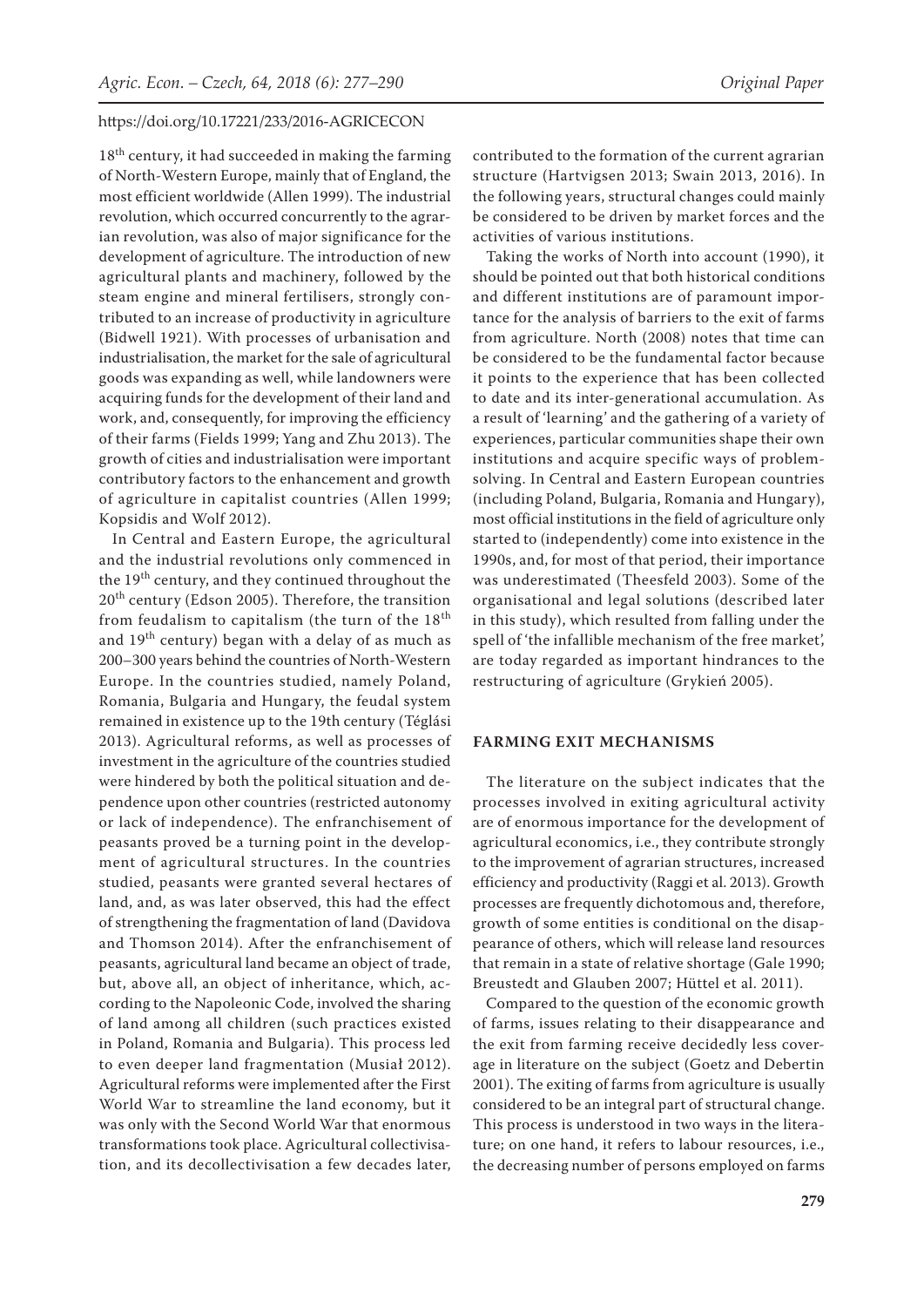18th century, it had succeeded in making the farming of North-Western Europe, mainly that of England, the most efficient worldwide (Allen 1999). The industrial revolution, which occurred concurrently to the agrarian revolution, was also of major significance for the development of agriculture. The introduction of new agricultural plants and machinery, followed by the steam engine and mineral fertilisers, strongly contributed to an increase of productivity in agriculture (Bidwell 1921). With processes of urbanisation and industrialisation, the market for the sale of agricultural goods was expanding as well, while landowners were acquiring funds for the development of their land and work, and, consequently, for improving the efficiency of their farms (Fields 1999; Yang and Zhu 2013). The growth of cities and industrialisation were important contributory factors to the enhancement and growth of agriculture in capitalist countries (Allen 1999; Kopsidis and Wolf 2012).

In Central and Eastern Europe, the agricultural and the industrial revolutions only commenced in the 19th century, and they continued throughout the 20th century (Edson 2005). Therefore, the transition from feudalism to capitalism (the turn of the 18th and 19th century) began with a delay of as much as 200–300 years behind the countries of North-Western Europe. In the countries studied, namely Poland, Romania, Bulgaria and Hungary, the feudal system remained in existence up to the 19th century (Téglási 2013). Agricultural reforms, as well as processes of investment in the agriculture of the countries studied were hindered by both the political situation and dependence upon other countries (restricted autonomy or lack of independence). The enfranchisement of peasants proved be a turning point in the development of agricultural structures. In the countries studied, peasants were granted several hectares of land, and, as was later observed, this had the effect of strengthening the fragmentation of land (Davidova and Thomson 2014). After the enfranchisement of peasants, agricultural land became an object of trade, but, above all, an object of inheritance, which, according to the Napoleonic Code, involved the sharing of land among all children (such practices existed in Poland, Romania and Bulgaria). This process led to even deeper land fragmentation (Musiał 2012). Agricultural reforms were implemented after the First World War to streamline the land economy, but it was only with the Second World War that enormous transformations took place. Agricultural collectivisation, and its decollectivisation a few decades later, contributed to the formation of the current agrarian structure (Hartvigsen 2013; Swain 2013, 2016). In the following years, structural changes could mainly be considered to be driven by market forces and the activities of various institutions.

Taking the works of North into account (1990), it should be pointed out that both historical conditions and different institutions are of paramount importance for the analysis of barriers to the exit of farms from agriculture. North (2008) notes that time can be considered to be the fundamental factor because it points to the experience that has been collected to date and its inter-generational accumulation. As a result of 'learning' and the gathering of a variety of experiences, particular communities shape their own institutions and acquire specific ways of problem-solving. In Central and Eastern European countries (including Poland, Bulgaria, Romania and Hungary), most official institutions in the field of agriculture only started to (independently) come into existence in the 1990s, and, for most of that period, their importance was underestimated (Theesfeld 2003). Some of the organisational and legal solutions (described later in this study), which resulted from falling under the spell of 'the infallible mechanism of the free market', are today regarded as important hindrances to the restructuring of agriculture (Grykień 2005).

## FARMING EXIT MECHANISMS

The literature on the subject indicates that the processes involved in exiting agricultural activity are of enormous importance for the development of agricultural economics, i.e., they contribute strongly to the improvement of agrarian structures, increased efficiency and productivity (Raggi et al. 2013). Growth processes are frequently dichotomous and, therefore, growth of some entities is conditional on the disappearance of others, which will release land resources that remain in a state of relative shortage (Gale 1990; Breustedt and Glauben 2007; Hüttel et al. 2011).

Compared to the question of the economic growth of farms, issues relating to their disappearance and the exit from farming receive decidedly less coverage in literature on the subject (Goetz and Debertin 2001). The exiting of farms from agriculture is usually considered to be an integral part of structural change. This process is understood in two ways in the literature; on one hand, it refers to labour resources, i.e., the decreasing number of persons employed on farms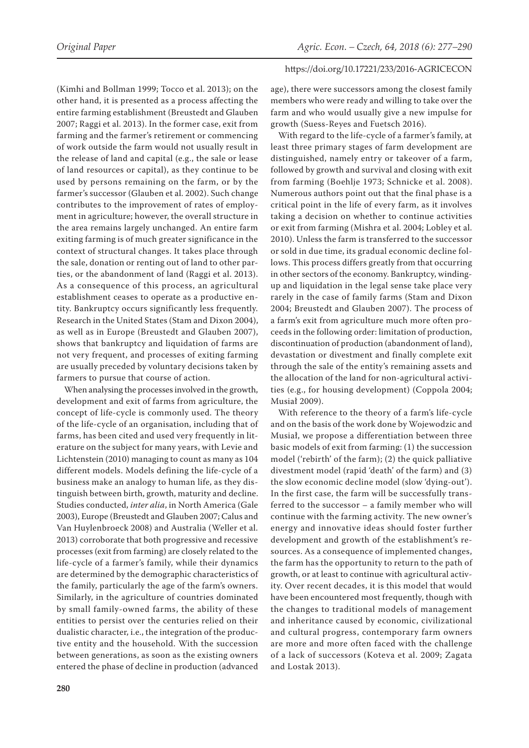(Kimhi and Bollman 1999; Tocco et al. 2013); on the other hand, it is presented as a process affecting the entire farming establishment (Breustedt and Glauben 2007; Raggi et al. 2013). In the former case, exit from farming and the farmer's retirement or commencing of work outside the farm would not usually result in the release of land and capital (e.g., the sale or lease of land resources or capital), as they continue to be used by persons remaining on the farm, or by the farmer's successor (Glauben et al. 2002). Such change contributes to the improvement of rates of employment in agriculture; however, the overall structure in the area remains largely unchanged. An entire farm exiting farming is of much greater significance in the context of structural changes. It takes place through the sale, donation or renting out of land to other parties, or the abandonment of land (Raggi et al. 2013). As a consequence of this process, an agricultural establishment ceases to operate as a productive entity. Bankruptcy occurs significantly less frequently. Research in the United States (Stam and Dixon 2004), as well as in Europe (Breustedt and Glauben 2007), shows that bankruptcy and liquidation of farms are not very frequent, and processes of exiting farming are usually preceded by voluntary decisions taken by farmers to pursue that course of action.

When analysing the processes involved in the growth, development and exit of farms from agriculture, the concept of life-cycle is commonly used. The theory of the life-cycle of an organisation, including that of farms, has been cited and used very frequently in literature on the subject for many years, with Levie and Lichtenstein (2010) managing to count as many as 104 different models. Models defining the life-cycle of a business make an analogy to human life, as they distinguish between birth, growth, maturity and decline. Studies conducted, *inter alia*, in North America (Gale 2003), Europe (Breustedt and Glauben 2007; Calus and Van Huylenbroeck 2008) and Australia (Weller et al. 2013) corroborate that both progressive and recessive processes (exit from farming) are closely related to the life-cycle of a farmer's family, while their dynamics are determined by the demographic characteristics of the family, particularly the age of the farm's owners. Similarly, in the agriculture of countries dominated by small family-owned farms, the ability of these entities to persist over the centuries relied on their dualistic character, i.e., the integration of the productive entity and the household. With the succession between generations, as soon as the existing owners entered the phase of decline in production (advanced age), there were successors among the closest family members who were ready and willing to take over the farm and who would usually give a new impulse for growth (Suess-Reyes and Fuetsch 2016).

With regard to the life-cycle of a farmer's family, at least three primary stages of farm development are distinguished, namely entry or takeover of a farm, followed by growth and survival and closing with exit from farming (Boehlje 1973; Schnicke et al. 2008). Numerous authors point out that the final phase is a critical point in the life of every farm, as it involves taking a decision on whether to continue activities or exit from farming (Mishra et al. 2004; Lobley et al. 2010). Unless the farm is transferred to the successor or sold in due time, its gradual economic decline follows. This process differs greatly from that occurring in other sectors of the economy. Bankruptcy, winding-up and liquidation in the legal sense take place very rarely in the case of family farms (Stam and Dixon 2004; Breustedt and Glauben 2007). The process of a farm's exit from agriculture much more often proceeds in the following order: limitation of production, discontinuation of production (abandonment of land), devastation or divestment and finally complete exit through the sale of the entity's remaining assets and the allocation of the land for non-agricultural activities (e.g., for housing development) (Coppola 2004; Musiał 2009).

With reference to the theory of a farm's life-cycle and on the basis of the work done by Wojewodzic and Musiał, we propose a differentiation between three basic models of exit from farming: (1) the succession model ('rebirth' of the farm); (2) the quick palliative divestment model (rapid 'death' of the farm) and (3) the slow economic decline model (slow 'dying-out'). In the first case, the farm will be successfully transferred to the successor – a family member who will continue with the farming activity. The new owner's energy and innovative ideas should foster further development and growth of the establishment's resources. As a consequence of implemented changes, the farm has the opportunity to return to the path of growth, or at least to continue with agricultural activity. Over recent decades, it is this model that would have been encountered most frequently, though with the changes to traditional models of management and inheritance caused by economic, civilizational and cultural progress, contemporary farm owners are more and more often faced with the challenge of a lack of successors (Koteva et al. 2009; Zagata and Lostak 2013).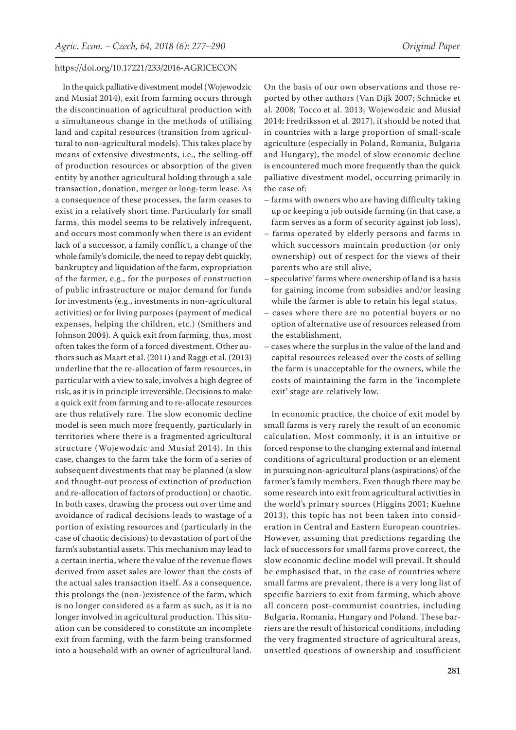In the quick palliative divestment model (Wojewodzic and Musiał 2014), exit from farming occurs through the discontinuation of agricultural production with a simultaneous change in the methods of utilising land and capital resources (transition from agricultural to non-agricultural models). This takes place by means of extensive divestments, i.e., the selling-off of production resources or absorption of the given entity by another agricultural holding through a sale transaction, donation, merger or long-term lease. As a consequence of these processes, the farm ceases to exist in a relatively short time. Particularly for small farms, this model seems to be relatively infrequent, and occurs most commonly when there is an evident lack of a successor, a family conflict, a change of the whole family's domicile, the need to repay debt quickly, bankruptcy and liquidation of the farm, expropriation of the farmer, e.g., for the purposes of construction of public infrastructure or major demand for funds for investments (e.g., investments in non-agricultural activities) or for living purposes (payment of medical expenses, helping the children, etc.) (Smithers and Johnson 2004). A quick exit from farming, thus, most often takes the form of a forced divestment. Other authors such as Maart et al. (2011) and Raggi et al. (2013) underline that the re-allocation of farm resources, in particular with a view to sale, involves a high degree of risk, as it is in principle irreversible. Decisions to make a quick exit from farming and to re-allocate resources are thus relatively rare. The slow economic decline model is seen much more frequently, particularly in territories where there is a fragmented agricultural structure (Wojewodzic and Musiał 2014). In this case, changes to the farm take the form of a series of subsequent divestments that may be planned (a slow and thought-out process of extinction of production and re-allocation of factors of production) or chaotic. In both cases, drawing the process out over time and avoidance of radical decisions leads to wastage of a portion of existing resources and (particularly in the case of chaotic decisions) to devastation of part of the farm's substantial assets. This mechanism may lead to a certain inertia, where the value of the revenue flows derived from asset sales are lower than the costs of the actual sales transaction itself. As a consequence, this prolongs the (non-)existence of the farm, which is no longer considered as a farm as such, as it is no longer involved in agricultural production. This situation can be considered to constitute an incomplete exit from farming, with the farm being transformed into a household with an owner of agricultural land. On the basis of our own observations and those reported by other authors (Van Dijk 2007; Schnicke et al. 2008; Tocco et al. 2013; Wojewodzic and Musiał 2014; Fredriksson et al. 2017), it should be noted that in countries with a large proportion of small-scale agriculture (especially in Poland, Romania, Bulgaria and Hungary), the model of slow economic decline is encountered much more frequently than the quick palliative divestment model, occurring primarily in the case of:

- farms with owners who are having difficulty taking up or keeping a job outside farming (in that case, a farm serves as a form of security against job loss),
- farms operated by elderly persons and farms in which successors maintain production (or only ownership) out of respect for the views of their parents who are still alive,
- speculative' farms where ownership of land is a basis for gaining income from subsidies and/or leasing while the farmer is able to retain his legal status,
- cases where there are no potential buyers or no option of alternative use of resources released from the establishment,
- cases where the surplus in the value of the land and capital resources released over the costs of selling the farm is unacceptable for the owners, while the costs of maintaining the farm in the 'incomplete exit' stage are relatively low.

In economic practice, the choice of exit model by small farms is very rarely the result of an economic calculation. Most commonly, it is an intuitive or forced response to the changing external and internal conditions of agricultural production or an element in pursuing non-agricultural plans (aspirations) of the farmer's family members. Even though there may be some research into exit from agricultural activities in the world's primary sources (Higgins 2001; Kuehne 2013), this topic has not been taken into consideration in Central and Eastern European countries. However, assuming that predictions regarding the lack of successors for small farms prove correct, the slow economic decline model will prevail. It should be emphasised that, in the case of countries where small farms are prevalent, there is a very long list of specific barriers to exit from farming, which above all concern post-communist countries, including Bulgaria, Romania, Hungary and Poland. These barriers are the result of historical conditions, including the very fragmented structure of agricultural areas, unsettled questions of ownership and insufficient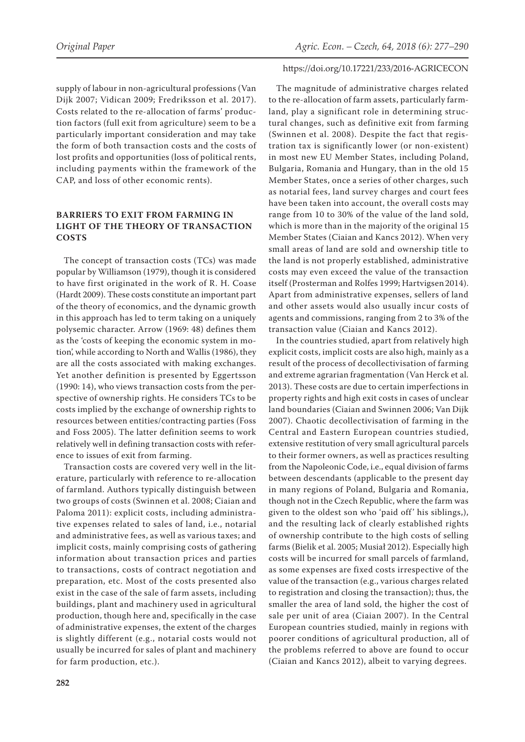supply of labour in non-agricultural professions (Van Dijk 2007; Vidican 2009; Fredriksson et al. 2017). Costs related to the re-allocation of farms' production factors (full exit from agriculture) seem to be a particularly important consideration and may take the form of both transaction costs and the costs of lost profits and opportunities (loss of political rents, including payments within the framework of the CAP, and loss of other economic rents).

## BARRIERS TO EXIT FROM FARMING IN LIGHT OF THE THEORY OF TRANSACTION COSTS

The concept of transaction costs (TCs) was made popular by Williamson (1979), though it is considered to have first originated in the work of R. H. Coase (Hardt 2009). These costs constitute an important part of the theory of economics, and the dynamic growth in this approach has led to term taking on a uniquely polysemic character. Arrow (1969: 48) defines them as the 'costs of keeping the economic system in motion', while according to North and Wallis (1986), they are all the costs associated with making exchanges. Yet another definition is presented by Eggertsson (1990: 14), who views transaction costs from the perspective of ownership rights. He considers TCs to be costs implied by the exchange of ownership rights to resources between entities/contracting parties (Foss and Foss 2005). The latter definition seems to work relatively well in defining transaction costs with reference to issues of exit from farming.

Transaction costs are covered very well in the literature, particularly with reference to re-allocation of farmland. Authors typically distinguish between two groups of costs (Swinnen et al. 2008; Ciaian and Paloma 2011): explicit costs, including administrative expenses related to sales of land, i.e., notarial and administrative fees, as well as various taxes; and implicit costs, mainly comprising costs of gathering information about transaction prices and parties to transactions, costs of contract negotiation and preparation, etc. Most of the costs presented also exist in the case of the sale of farm assets, including buildings, plant and machinery used in agricultural production, though here and, specifically in the case of administrative expenses, the extent of the charges is slightly different (e.g., notarial costs would not usually be incurred for sales of plant and machinery for farm production, etc.).

The magnitude of administrative charges related to the re-allocation of farm assets, particularly farmland, play a significant role in determining structural changes, such as definitive exit from farming (Swinnen et al. 2008). Despite the fact that registration tax is significantly lower (or non-existent) in most new EU Member States, including Poland, Bulgaria, Romania and Hungary, than in the old 15 Member States, once a series of other charges, such as notarial fees, land survey charges and court fees have been taken into account, the overall costs may range from 10 to 30% of the value of the land sold, which is more than in the majority of the original 15 Member States (Ciaian and Kancs 2012). When very small areas of land are sold and ownership title to the land is not properly established, administrative costs may even exceed the value of the transaction itself (Prosterman and Rolfes 1999; Hartvigsen 2014). Apart from administrative expenses, sellers of land and other assets would also usually incur costs of agents and commissions, ranging from 2 to 3% of the transaction value (Ciaian and Kancs 2012).

In the countries studied, apart from relatively high explicit costs, implicit costs are also high, mainly as a result of the process of decollectivisation of farming and extreme agrarian fragmentation (Van Herck et al. 2013). These costs are due to certain imperfections in property rights and high exit costs in cases of unclear land boundaries (Ciaian and Swinnen 2006; Van Dijk 2007). Chaotic decollectivisation of farming in the Central and Eastern European countries studied, extensive restitution of very small agricultural parcels to their former owners, as well as practices resulting from the Napoleonic Code, i.e., equal division of farms between descendants (applicable to the present day in many regions of Poland, Bulgaria and Romania, though not in the Czech Republic, where the farm was given to the oldest son who 'paid off' his siblings,), and the resulting lack of clearly established rights of ownership contribute to the high costs of selling farms (Bielik et al. 2005; Musiał 2012). Especially high costs will be incurred for small parcels of farmland, as some expenses are fixed costs irrespective of the value of the transaction (e.g., various charges related to registration and closing the transaction); thus, the smaller the area of land sold, the higher the cost of sale per unit of area (Ciaian 2007). In the Central European countries studied, mainly in regions with poorer conditions of agricultural production, all of the problems referred to above are found to occur (Ciaian and Kancs 2012), albeit to varying degrees.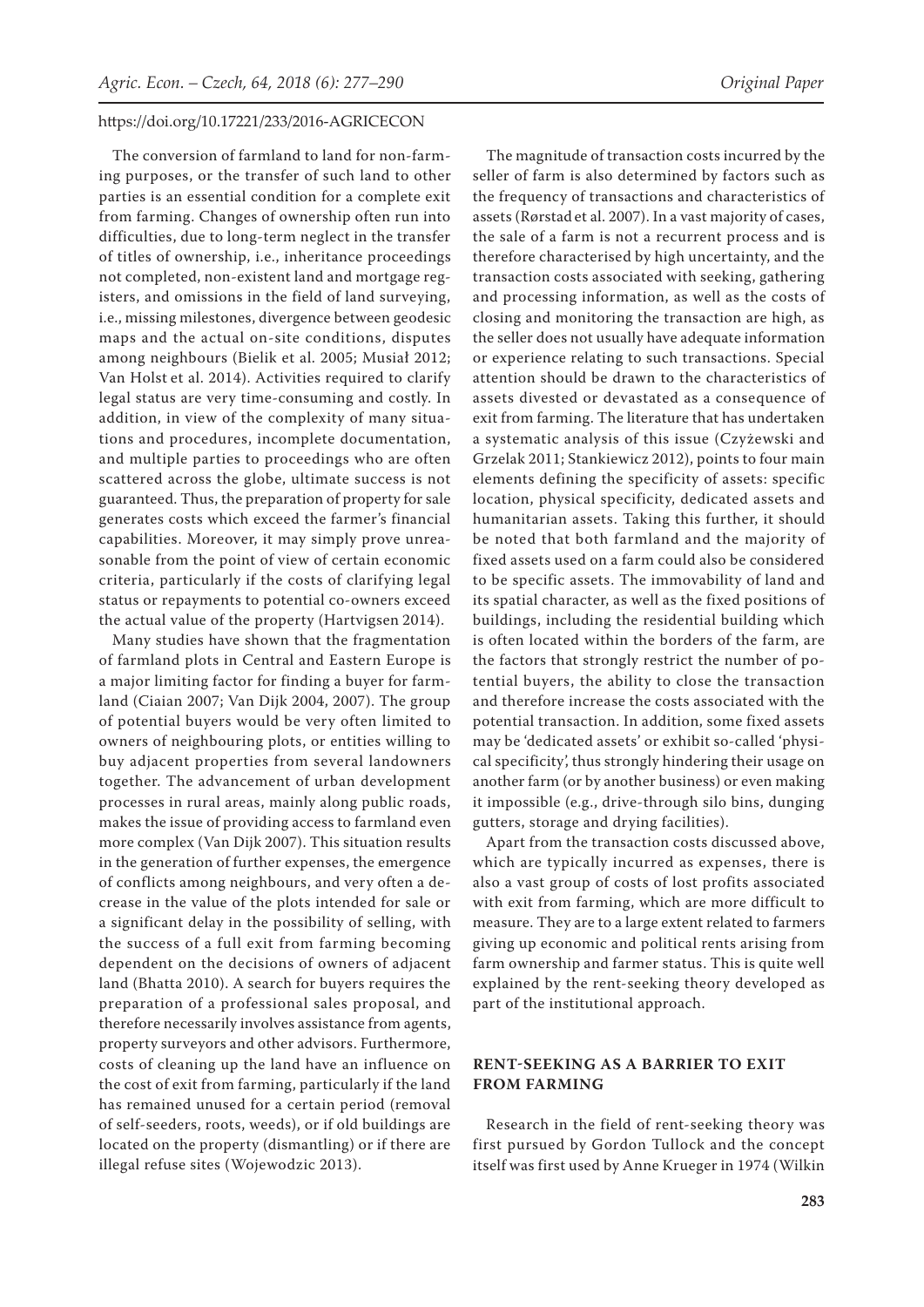The conversion of farmland to land for non-farming purposes, or the transfer of such land to other parties is an essential condition for a complete exit from farming. Changes of ownership often run into difficulties, due to long-term neglect in the transfer of titles of ownership, i.e., inheritance proceedings not completed, non-existent land and mortgage registers, and omissions in the field of land surveying, i.e., missing milestones, divergence between geodesic maps and the actual on-site conditions, disputes among neighbours (Bielik et al. 2005; Musiał 2012; Van Holst et al. 2014). Activities required to clarify legal status are very time-consuming and costly. In addition, in view of the complexity of many situations and procedures, incomplete documentation, and multiple parties to proceedings who are often scattered across the globe, ultimate success is not guaranteed. Thus, the preparation of property for sale generates costs which exceed the farmer's financial capabilities. Moreover, it may simply prove unreasonable from the point of view of certain economic criteria, particularly if the costs of clarifying legal status or repayments to potential co-owners exceed the actual value of the property (Hartvigsen 2014).

Many studies have shown that the fragmentation of farmland plots in Central and Eastern Europe is a major limiting factor for finding a buyer for farmland (Ciaian 2007; Van Dijk 2004, 2007). The group of potential buyers would be very often limited to owners of neighbouring plots, or entities willing to buy adjacent properties from several landowners together. The advancement of urban development processes in rural areas, mainly along public roads, makes the issue of providing access to farmland even more complex (Van Dijk 2007). This situation results in the generation of further expenses, the emergence of conflicts among neighbours, and very often a decrease in the value of the plots intended for sale or a significant delay in the possibility of selling, with the success of a full exit from farming becoming dependent on the decisions of owners of adjacent land (Bhatta 2010). A search for buyers requires the preparation of a professional sales proposal, and therefore necessarily involves assistance from agents, property surveyors and other advisors. Furthermore, costs of cleaning up the land have an influence on the cost of exit from farming, particularly if the land has remained unused for a certain period (removal of self-seeders, roots, weeds), or if old buildings are located on the property (dismantling) or if there are illegal refuse sites (Wojewodzic 2013).

The magnitude of transaction costs incurred by the seller of farm is also determined by factors such as the frequency of transactions and characteristics of assets (Rørstad et al. 2007). In a vast majority of cases, the sale of a farm is not a recurrent process and is therefore characterised by high uncertainty, and the transaction costs associated with seeking, gathering and processing information, as well as the costs of closing and monitoring the transaction are high, as the seller does not usually have adequate information or experience relating to such transactions. Special attention should be drawn to the characteristics of assets divested or devastated as a consequence of exit from farming. The literature that has undertaken a systematic analysis of this issue (Czyżewski and Grzelak 2011; Stankiewicz 2012), points to four main elements defining the specificity of assets: specific location, physical specificity, dedicated assets and humanitarian assets. Taking this further, it should be noted that both farmland and the majority of fixed assets used on a farm could also be considered to be specific assets. The immovability of land and its spatial character, as well as the fixed positions of buildings, including the residential building which is often located within the borders of the farm, are the factors that strongly restrict the number of potential buyers, the ability to close the transaction and therefore increase the costs associated with the potential transaction. In addition, some fixed assets may be 'dedicated assets' or exhibit so-called 'physical specificity', thus strongly hindering their usage on another farm (or by another business) or even making it impossible (e.g., drive-through silo bins, dunging gutters, storage and drying facilities).

Apart from the transaction costs discussed above, which are typically incurred as expenses, there is also a vast group of costs of lost profits associated with exit from farming, which are more difficult to measure. They are to a large extent related to farmers giving up economic and political rents arising from farm ownership and farmer status. This is quite well explained by the rent-seeking theory developed as part of the institutional approach.

## RENT-SEEKING AS A BARRIER TO EXIT FROM FARMING

Research in the field of rent-seeking theory was first pursued by Gordon Tullock and the concept itself was first used by Anne Krueger in 1974 (Wilkin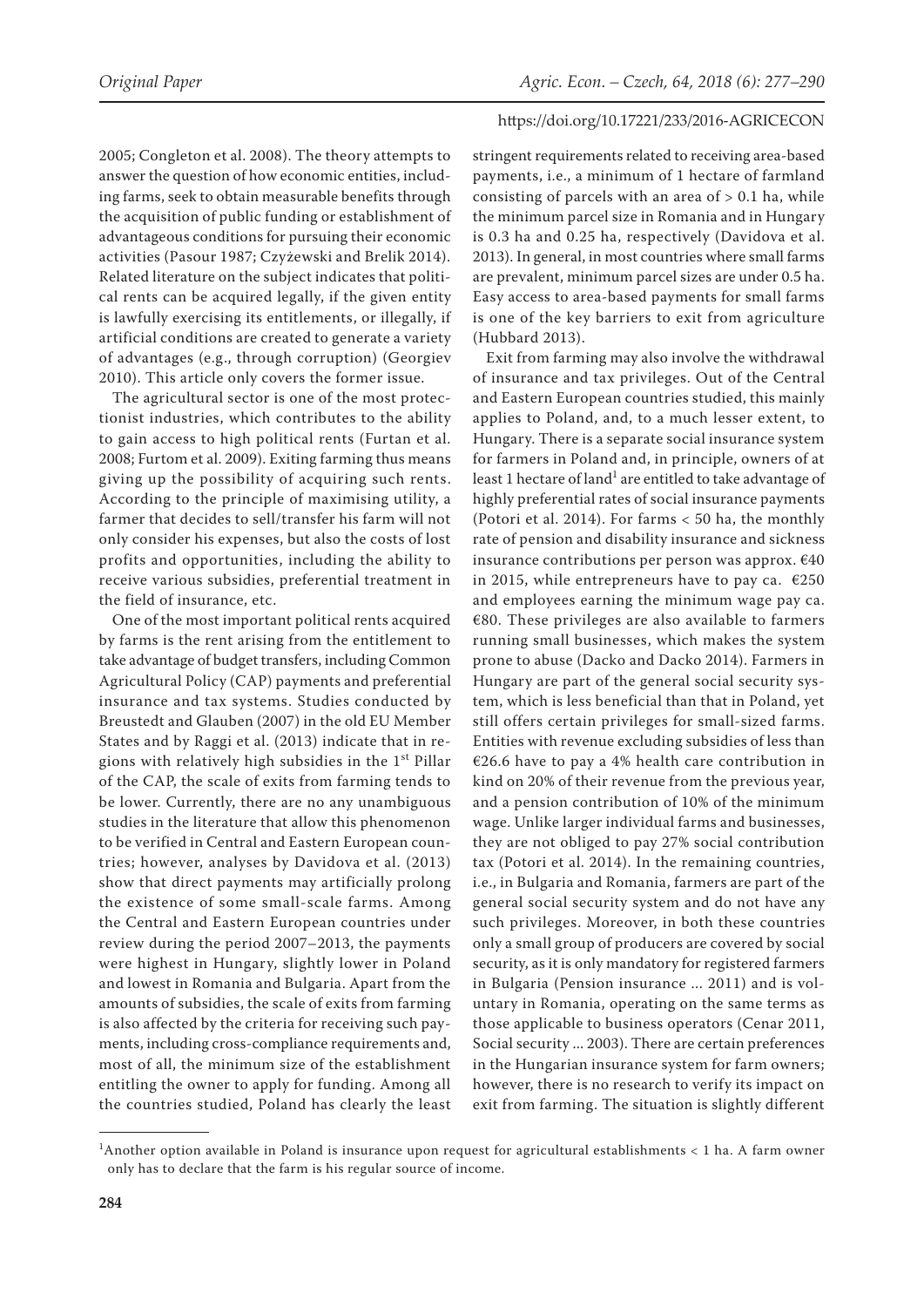2005; Congleton et al. 2008). The theory attempts to answer the question of how economic entities, including farms, seek to obtain measurable benefits through the acquisition of public funding or establishment of advantageous conditions for pursuing their economic activities (Pasour 1987; Czyżewski and Brelik 2014). Related literature on the subject indicates that political rents can be acquired legally, if the given entity is lawfully exercising its entitlements, or illegally, if artificial conditions are created to generate a variety of advantages (e.g., through corruption) (Georgiev 2010). This article only covers the former issue.

The agricultural sector is one of the most protectionist industries, which contributes to the ability to gain access to high political rents (Furtan et al. 2008; Furtom et al. 2009). Exiting farming thus means giving up the possibility of acquiring such rents. According to the principle of maximising utility, a farmer that decides to sell/transfer his farm will not only consider his expenses, but also the costs of lost profits and opportunities, including the ability to receive various subsidies, preferential treatment in the field of insurance, etc.

One of the most important political rents acquired by farms is the rent arising from the entitlement to take advantage of budget transfers, including Common Agricultural Policy (CAP) payments and preferential insurance and tax systems. Studies conducted by Breustedt and Glauben (2007) in the old EU Member States and by Raggi et al. (2013) indicate that in regions with relatively high subsidies in the 1st Pillar of the CAP, the scale of exits from farming tends to be lower. Currently, there are no any unambiguous studies in the literature that allow this phenomenon to be verified in Central and Eastern European countries; however, analyses by Davidova et al. (2013) show that direct payments may artificially prolong the existence of some small-scale farms. Among the Central and Eastern European countries under review during the period 2007–2013, the payments were highest in Hungary, slightly lower in Poland and lowest in Romania and Bulgaria. Apart from the amounts of subsidies, the scale of exits from farming is also affected by the criteria for receiving such payments, including cross-compliance requirements and, most of all, the minimum size of the establishment entitling the owner to apply for funding. Among all the countries studied, Poland has clearly the least stringent requirements related to receiving area-based payments, i.e., a minimum of 1 hectare of farmland consisting of parcels with an area of > 0.1 ha, while the minimum parcel size in Romania and in Hungary is 0.3 ha and 0.25 ha, respectively (Davidova et al. 2013). In general, in most countries where small farms are prevalent, minimum parcel sizes are under 0.5 ha. Easy access to area-based payments for small farms is one of the key barriers to exit from agriculture (Hubbard 2013).

Exit from farming may also involve the withdrawal of insurance and tax privileges. Out of the Central and Eastern European countries studied, this mainly applies to Poland, and, to a much lesser extent, to Hungary. There is a separate social insurance system for farmers in Poland and, in principle, owners of at least 1 hectare of land[1] are entitled to take advantage of highly preferential rates of social insurance payments (Potori et al. 2014). For farms < 50 ha, the monthly rate of pension and disability insurance and sickness insurance contributions per person was approx. €40 in 2015, while entrepreneurs have to pay ca. €250 and employees earning the minimum wage pay ca. €80. These privileges are also available to farmers running small businesses, which makes the system prone to abuse (Dacko and Dacko 2014). Farmers in Hungary are part of the general social security system, which is less beneficial than that in Poland, yet still offers certain privileges for small-sized farms. Entities with revenue excluding subsidies of less than €26.6 have to pay a 4% health care contribution in kind on 20% of their revenue from the previous year, and a pension contribution of 10% of the minimum wage. Unlike larger individual farms and businesses, they are not obliged to pay 27% social contribution tax (Potori et al. 2014). In the remaining countries, i.e., in Bulgaria and Romania, farmers are part of the general social security system and do not have any such privileges. Moreover, in both these countries only a small group of producers are covered by social security, as it is only mandatory for registered farmers in Bulgaria (Pension insurance ... 2011) and is voluntary in Romania, operating on the same terms as those applicable to business operators (Cenar 2011, Social security ... 2003). There are certain preferences in the Hungarian insurance system for farm owners; however, there is no research to verify its impact on exit from farming. The situation is slightly different

[1]Another option available in Poland is insurance upon request for agricultural establishments < 1 ha. A farm owner only has to declare that the farm is his regular source of income.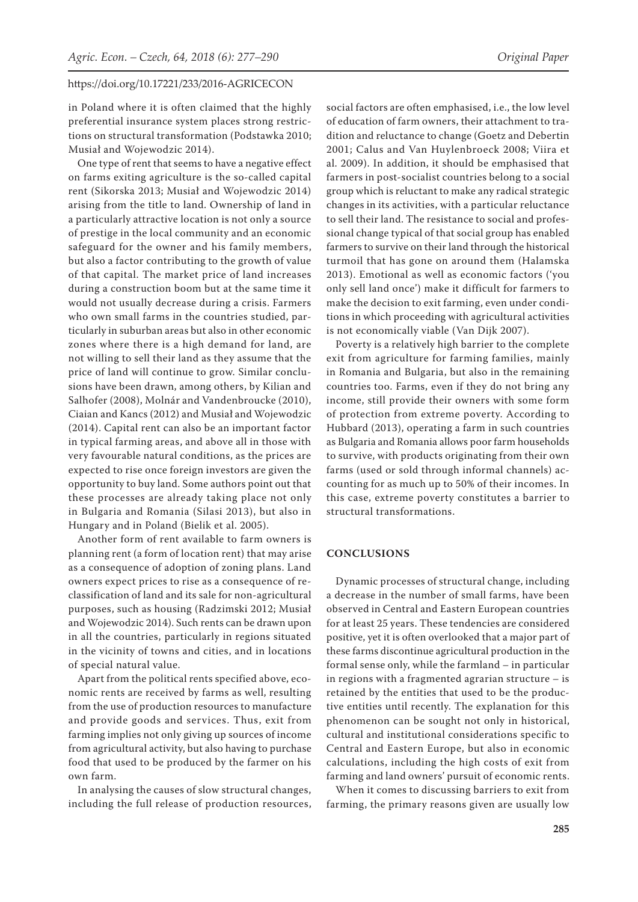in Poland where it is often claimed that the highly preferential insurance system places strong restrictions on structural transformation (Podstawka 2010; Musiał and Wojewodzic 2014).

One type of rent that seems to have a negative effect on farms exiting agriculture is the so-called capital rent (Sikorska 2013; Musiał and Wojewodzic 2014) arising from the title to land. Ownership of land in a particularly attractive location is not only a source of prestige in the local community and an economic safeguard for the owner and his family members, but also a factor contributing to the growth of value of that capital. The market price of land increases during a construction boom but at the same time it would not usually decrease during a crisis. Farmers who own small farms in the countries studied, particularly in suburban areas but also in other economic zones where there is a high demand for land, are not willing to sell their land as they assume that the price of land will continue to grow. Similar conclusions have been drawn, among others, by Kilian and Salhofer (2008), Molnár and Vandenbroucke (2010), Ciaian and Kancs (2012) and Musiał and Wojewodzic (2014). Capital rent can also be an important factor in typical farming areas, and above all in those with very favourable natural conditions, as the prices are expected to rise once foreign investors are given the opportunity to buy land. Some authors point out that these processes are already taking place not only in Bulgaria and Romania (Silasi 2013), but also in Hungary and in Poland (Bielik et al. 2005).

Another form of rent available to farm owners is planning rent (a form of location rent) that may arise as a consequence of adoption of zoning plans. Land owners expect prices to rise as a consequence of reclassification of land and its sale for non-agricultural purposes, such as housing (Radzimski 2012; Musiał and Wojewodzic 2014). Such rents can be drawn upon in all the countries, particularly in regions situated in the vicinity of towns and cities, and in locations of special natural value.

Apart from the political rents specified above, economic rents are received by farms as well, resulting from the use of production resources to manufacture and provide goods and services. Thus, exit from farming implies not only giving up sources of income from agricultural activity, but also having to purchase food that used to be produced by the farmer on his own farm.

In analysing the causes of slow structural changes, including the full release of production resources, social factors are often emphasised, i.e., the low level of education of farm owners, their attachment to tradition and reluctance to change (Goetz and Debertin 2001; Calus and Van Huylenbroeck 2008; Viira et al. 2009). In addition, it should be emphasised that farmers in post-socialist countries belong to a social group which is reluctant to make any radical strategic changes in its activities, with a particular reluctance to sell their land. The resistance to social and professional change typical of that social group has enabled farmers to survive on their land through the historical turmoil that has gone on around them (Halamska 2013). Emotional as well as economic factors ('you only sell land once') make it difficult for farmers to make the decision to exit farming, even under conditions in which proceeding with agricultural activities is not economically viable (Van Dijk 2007).

Poverty is a relatively high barrier to the complete exit from agriculture for farming families, mainly in Romania and Bulgaria, but also in the remaining countries too. Farms, even if they do not bring any income, still provide their owners with some form of protection from extreme poverty. According to Hubbard (2013), operating a farm in such countries as Bulgaria and Romania allows poor farm households to survive, with products originating from their own farms (used or sold through informal channels) accounting for as much up to 50% of their incomes. In this case, extreme poverty constitutes a barrier to structural transformations.

## CONCLUSIONS

Dynamic processes of structural change, including a decrease in the number of small farms, have been observed in Central and Eastern European countries for at least 25 years. These tendencies are considered positive, yet it is often overlooked that a major part of these farms discontinue agricultural production in the formal sense only, while the farmland – in particular in regions with a fragmented agrarian structure – is retained by the entities that used to be the productive entities until recently. The explanation for this phenomenon can be sought not only in historical, cultural and institutional considerations specific to Central and Eastern Europe, but also in economic calculations, including the high costs of exit from farming and land owners' pursuit of economic rents.

When it comes to discussing barriers to exit from farming, the primary reasons given are usually low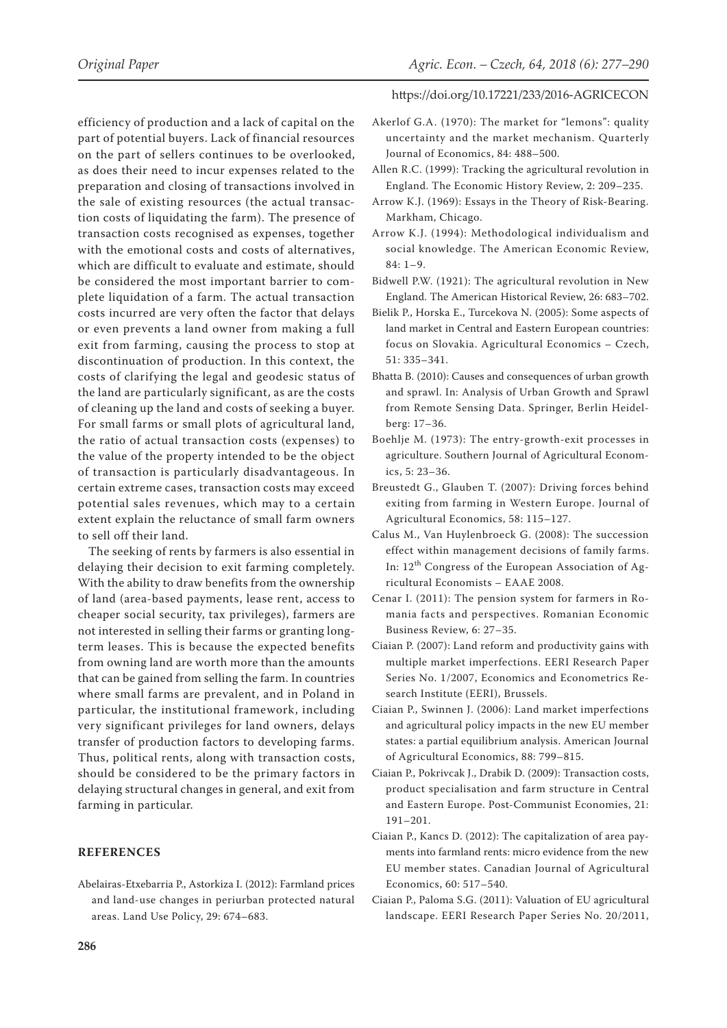efficiency of production and a lack of capital on the part of potential buyers. Lack of financial resources on the part of sellers continues to be overlooked, as does their need to incur expenses related to the preparation and closing of transactions involved in the sale of existing resources (the actual transaction costs of liquidating the farm). The presence of transaction costs recognised as expenses, together with the emotional costs and costs of alternatives, which are difficult to evaluate and estimate, should be considered the most important barrier to complete liquidation of a farm. The actual transaction costs incurred are very often the factor that delays or even prevents a land owner from making a full exit from farming, causing the process to stop at discontinuation of production. In this context, the costs of clarifying the legal and geodesic status of the land are particularly significant, as are the costs of cleaning up the land and costs of seeking a buyer. For small farms or small plots of agricultural land, the ratio of actual transaction costs (expenses) to the value of the property intended to be the object of transaction is particularly disadvantageous. In certain extreme cases, transaction costs may exceed potential sales revenues, which may to a certain extent explain the reluctance of small farm owners to sell off their land.

The seeking of rents by farmers is also essential in delaying their decision to exit farming completely. With the ability to draw benefits from the ownership of land (area-based payments, lease rent, access to cheaper social security, tax privileges), farmers are not interested in selling their farms or granting long-term leases. This is because the expected benefits from owning land are worth more than the amounts that can be gained from selling the farm. In countries where small farms are prevalent, and in Poland in particular, the institutional framework, including very significant privileges for land owners, delays transfer of production factors to developing farms. Thus, political rents, along with transaction costs, should be considered to be the primary factors in delaying structural changes in general, and exit from farming in particular.

## REFERENCES

Abelairas-Etxebarria P., Astorkiza I. (2012): Farmland prices and land-use changes in periurban protected natural areas. Land Use Policy, 29: 674–683.

Akerlof G.A. (1970): The market for "lemons": quality uncertainty and the market mechanism. Quarterly Journal of Economics, 84: 488–500.

Allen R.C. (1999): Tracking the agricultural revolution in England. The Economic History Review, 2: 209–235.

Arrow K.J. (1969): Essays in the Theory of Risk-Bearing. Markham, Chicago.

Arrow K.J. (1994): Methodological individualism and social knowledge. The American Economic Review, 84: 1–9.

Bidwell P.W. (1921): The agricultural revolution in New England. The American Historical Review, 26: 683–702.

Bielik P., Horska E., Turcekova N. (2005): Some aspects of land market in Central and Eastern European countries: focus on Slovakia. Agricultural Economics – Czech, 51: 335–341.

Bhatta B. (2010): Causes and consequences of urban growth and sprawl. In: Analysis of Urban Growth and Sprawl from Remote Sensing Data. Springer, Berlin Heidelberg: 17–36.

Boehlje M. (1973): The entry-growth-exit processes in agriculture. Southern Journal of Agricultural Economics, 5: 23–36.

Breustedt G., Glauben T. (2007): Driving forces behind exiting from farming in Western Europe. Journal of Agricultural Economics, 58: 115–127.

Calus M., Van Huylenbroeck G. (2008): The succession effect within management decisions of family farms. In: 12th Congress of the European Association of Agricultural Economists – EAAE 2008.

Cenar I. (2011): The pension system for farmers in Romania facts and perspectives. Romanian Economic Business Review, 6: 27–35.

Ciaian P. (2007): Land reform and productivity gains with multiple market imperfections. EERI Research Paper Series No. 1/2007, Economics and Econometrics Research Institute (EERI), Brussels.

Ciaian P., Swinnen J. (2006): Land market imperfections and agricultural policy impacts in the new EU member states: a partial equilibrium analysis. American Journal of Agricultural Economics, 88: 799–815.

Ciaian P., Pokrivcak J., Drabik D. (2009): Transaction costs, product specialisation and farm structure in Central and Eastern Europe. Post-Communist Economies, 21: 191–201.

Ciaian P., Kancs D. (2012): The capitalization of area payments into farmland rents: micro evidence from the new EU member states. Canadian Journal of Agricultural Economics, 60: 517–540.

Ciaian P., Paloma S.G. (2011): Valuation of EU agricultural landscape. EERI Research Paper Series No. 20/2011,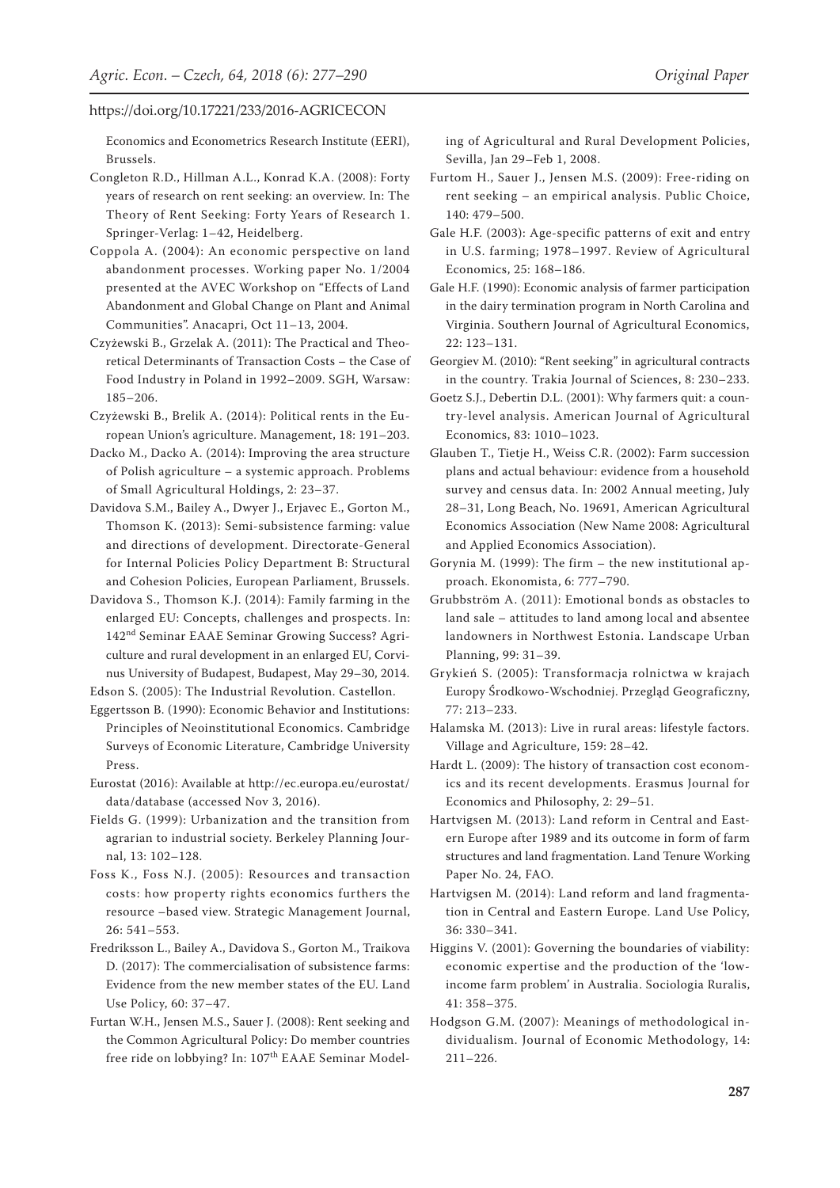Economics and Econometrics Research Institute (EERI), Brussels.

Congleton R.D., Hillman A.L., Konrad K.A. (2008): Forty years of research on rent seeking: an overview. In: The Theory of Rent Seeking: Forty Years of Research 1. Springer-Verlag: 1–42, Heidelberg.

Coppola A. (2004): An economic perspective on land abandonment processes. Working paper No. 1/2004 presented at the AVEC Workshop on "Effects of Land Abandonment and Global Change on Plant and Animal Communities". Anacapri, Oct 11–13, 2004.

Czyżewski B., Grzelak A. (2011): The Practical and Theoretical Determinants of Transaction Costs – the Case of Food Industry in Poland in 1992–2009. SGH, Warsaw: 185–206.

Czyżewski B., Brelik A. (2014): Political rents in the European Union's agriculture. Management, 18: 191–203.

Dacko M., Dacko A. (2014): Improving the area structure of Polish agriculture – a systemic approach. Problems of Small Agricultural Holdings, 2: 23–37.

Davidova S.M., Bailey A., Dwyer J., Erjavec E., Gorton M., Thomson K. (2013): Semi-subsistence farming: value and directions of development. Directorate-General for Internal Policies Policy Department B: Structural and Cohesion Policies, European Parliament, Brussels.

Davidova S., Thomson K.J. (2014): Family farming in the enlarged EU: Concepts, challenges and prospects. In: 142nd Seminar EAAE Seminar Growing Success? Agriculture and rural development in an enlarged EU, Corvinus University of Budapest, Budapest, May 29–30, 2014.

Edson S. (2005): The Industrial Revolution. Castellon.

Eggertsson B. (1990): Economic Behavior and Institutions: Principles of Neoinstitutional Economics. Cambridge Surveys of Economic Literature, Cambridge University Press.

Eurostat (2016): Available at http://ec.europa.eu/eurostat/data/database (accessed Nov 3, 2016).

Fields G. (1999): Urbanization and the transition from agrarian to industrial society. Berkeley Planning Journal, 13: 102–128.

Foss K., Foss N.J. (2005): Resources and transaction costs: how property rights economics furthers the resource –based view. Strategic Management Journal, 26: 541–553.

Fredriksson L., Bailey A., Davidova S., Gorton M., Traikova D. (2017): The commercialisation of subsistence farms: Evidence from the new member states of the EU. Land Use Policy, 60: 37–47.

Furtan W.H., Jensen M.S., Sauer J. (2008): Rent seeking and the Common Agricultural Policy: Do member countries free ride on lobbying? In: 107th EAAE Seminar Modeling of Agricultural and Rural Development Policies, Sevilla, Jan 29–Feb 1, 2008.

Furtom H., Sauer J., Jensen M.S. (2009): Free-riding on rent seeking – an empirical analysis. Public Choice, 140: 479–500.

Gale H.F. (2003): Age-specific patterns of exit and entry in U.S. farming; 1978–1997. Review of Agricultural Economics, 25: 168–186.

Gale H.F. (1990): Economic analysis of farmer participation in the dairy termination program in North Carolina and Virginia. Southern Journal of Agricultural Economics, 22: 123–131.

Georgiev M. (2010): "Rent seeking" in agricultural contracts in the country. Trakia Journal of Sciences, 8: 230–233.

Goetz S.J., Debertin D.L. (2001): Why farmers quit: a country-level analysis. American Journal of Agricultural Economics, 83: 1010–1023.

Glauben T., Tietje H., Weiss C.R. (2002): Farm succession plans and actual behaviour: evidence from a household survey and census data. In: 2002 Annual meeting, July 28–31, Long Beach, No. 19691, American Agricultural Economics Association (New Name 2008: Agricultural and Applied Economics Association).

Gorynia M. (1999): The firm – the new institutional approach. Ekonomista, 6: 777–790.

Grubbström A. (2011): Emotional bonds as obstacles to land sale – attitudes to land among local and absentee landowners in Northwest Estonia. Landscape Urban Planning, 99: 31–39.

Grykień S. (2005): Transformacja rolnictwa w krajach Europy Środkowo-Wschodniej. Przegląd Geograficzny, 77: 213–233.

Halamska M. (2013): Live in rural areas: lifestyle factors. Village and Agriculture, 159: 28–42.

Hardt L. (2009): The history of transaction cost economics and its recent developments. Erasmus Journal for Economics and Philosophy, 2: 29–51.

Hartvigsen M. (2013): Land reform in Central and Eastern Europe after 1989 and its outcome in form of farm structures and land fragmentation. Land Tenure Working Paper No. 24, FAO.

Hartvigsen M. (2014): Land reform and land fragmentation in Central and Eastern Europe. Land Use Policy, 36: 330–341.

Higgins V. (2001): Governing the boundaries of viability: economic expertise and the production of the 'low-income farm problem' in Australia. Sociologia Ruralis, 41: 358–375.

Hodgson G.M. (2007): Meanings of methodological individualism. Journal of Economic Methodology, 14: 211–226.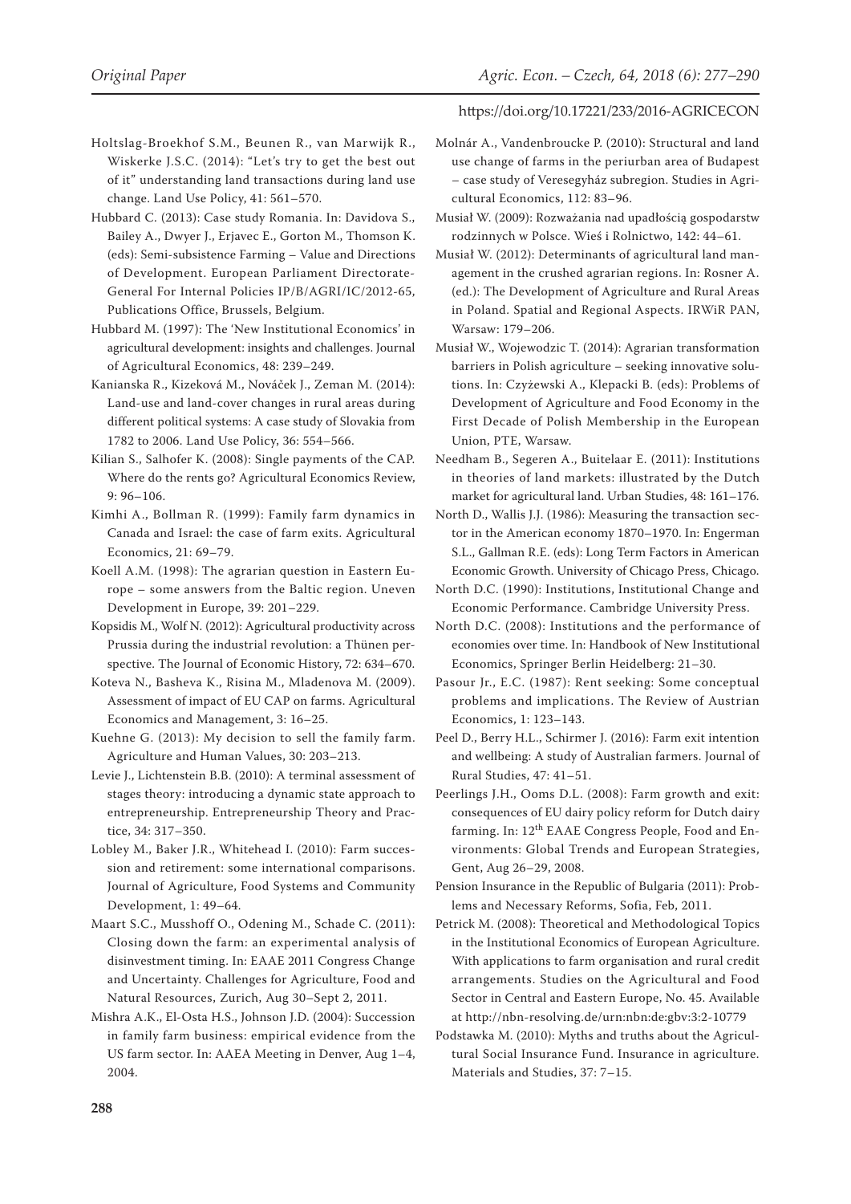Holtslag-Broekhof S.M., Beunen R., van Marwijk R., Wiskerke J.S.C. (2014): "Let's try to get the best out of it" understanding land transactions during land use change. Land Use Policy, 41: 561–570.

Hubbard C. (2013): Case study Romania. In: Davidova S., Bailey A., Dwyer J., Erjavec E., Gorton M., Thomson K. (eds): Semi-subsistence Farming – Value and Directions of Development. European Parliament Directorate-General For Internal Policies IP/B/AGRI/IC/2012-65, Publications Office, Brussels, Belgium.

Hubbard M. (1997): The 'New Institutional Economics' in agricultural development: insights and challenges. Journal of Agricultural Economics, 48: 239–249.

Kanianska R., Kizeková M., Nováček J., Zeman M. (2014): Land-use and land-cover changes in rural areas during different political systems: A case study of Slovakia from 1782 to 2006. Land Use Policy, 36: 554–566.

Kilian S., Salhofer K. (2008): Single payments of the CAP. Where do the rents go? Agricultural Economics Review, 9: 96–106.

Kimhi A., Bollman R. (1999): Family farm dynamics in Canada and Israel: the case of farm exits. Agricultural Economics, 21: 69–79.

Koell A.M. (1998): The agrarian question in Eastern Europe – some answers from the Baltic region. Uneven Development in Europe, 39: 201–229.

Kopsidis M., Wolf N. (2012): Agricultural productivity across Prussia during the industrial revolution: a Thünen perspective. The Journal of Economic History, 72: 634–670.

Koteva N., Basheva K., Risina M., Mladenova M. (2009). Assessment of impact of EU CAP on farms. Agricultural Economics and Management, 3: 16–25.

Kuehne G. (2013): My decision to sell the family farm. Agriculture and Human Values, 30: 203–213.

Levie J., Lichtenstein B.B. (2010): A terminal assessment of stages theory: introducing a dynamic state approach to entrepreneurship. Entrepreneurship Theory and Practice, 34: 317–350.

Lobley M., Baker J.R., Whitehead I. (2010): Farm succession and retirement: some international comparisons. Journal of Agriculture, Food Systems and Community Development, 1: 49–64.

Maart S.C., Musshoff O., Odening M., Schade C. (2011): Closing down the farm: an experimental analysis of disinvestment timing. In: EAAE 2011 Congress Change and Uncertainty. Challenges for Agriculture, Food and Natural Resources, Zurich, Aug 30–Sept 2, 2011.

Mishra A.K., El-Osta H.S., Johnson J.D. (2004): Succession in family farm business: empirical evidence from the US farm sector. In: AAEA Meeting in Denver, Aug 1–4, 2004.

Molnár A., Vandenbroucke P. (2010): Structural and land use change of farms in the periurban area of Budapest – case study of Veresegyház subregion. Studies in Agricultural Economics, 112: 83–96.

Musiał W. (2009): Rozważania nad upadłością gospodarstw rodzinnych w Polsce. Wieś i Rolnictwo, 142: 44–61.

Musiał W. (2012): Determinants of agricultural land management in the crushed agrarian regions. In: Rosner A. (ed.): The Development of Agriculture and Rural Areas in Poland. Spatial and Regional Aspects. IRWiR PAN, Warsaw: 179–206.

Musiał W., Wojewodzic T. (2014): Agrarian transformation barriers in Polish agriculture – seeking innovative solutions. In: Czyżewski A., Klepacki B. (eds): Problems of Development of Agriculture and Food Economy in the First Decade of Polish Membership in the European Union, PTE, Warsaw.

Needham B., Segeren A., Buitelaar E. (2011): Institutions in theories of land markets: illustrated by the Dutch market for agricultural land. Urban Studies, 48: 161–176.

North D., Wallis J.J. (1986): Measuring the transaction sector in the American economy 1870–1970. In: Engerman S.L., Gallman R.E. (eds): Long Term Factors in American Economic Growth. University of Chicago Press, Chicago.

North D.C. (1990): Institutions, Institutional Change and Economic Performance. Cambridge University Press.

North D.C. (2008): Institutions and the performance of economies over time. In: Handbook of New Institutional Economics, Springer Berlin Heidelberg: 21–30.

Pasour Jr., E.C. (1987): Rent seeking: Some conceptual problems and implications. The Review of Austrian Economics, 1: 123–143.

Peel D., Berry H.L., Schirmer J. (2016): Farm exit intention and wellbeing: A study of Australian farmers. Journal of Rural Studies, 47: 41–51.

Peerlings J.H., Ooms D.L. (2008): Farm growth and exit: consequences of EU dairy policy reform for Dutch dairy farming. In: 12th EAAE Congress People, Food and Environments: Global Trends and European Strategies, Gent, Aug 26–29, 2008.

Pension Insurance in the Republic of Bulgaria (2011): Problems and Necessary Reforms, Sofia, Feb, 2011.

Petrick M. (2008): Theoretical and Methodological Topics in the Institutional Economics of European Agriculture. With applications to farm organisation and rural credit arrangements. Studies on the Agricultural and Food Sector in Central and Eastern Europe, No. 45. Available at http://nbn-resolving.de/urn:nbn:de:gbv:3:2-10779

Podstawka M. (2010): Myths and truths about the Agricultural Social Insurance Fund. Insurance in agriculture. Materials and Studies, 37: 7–15.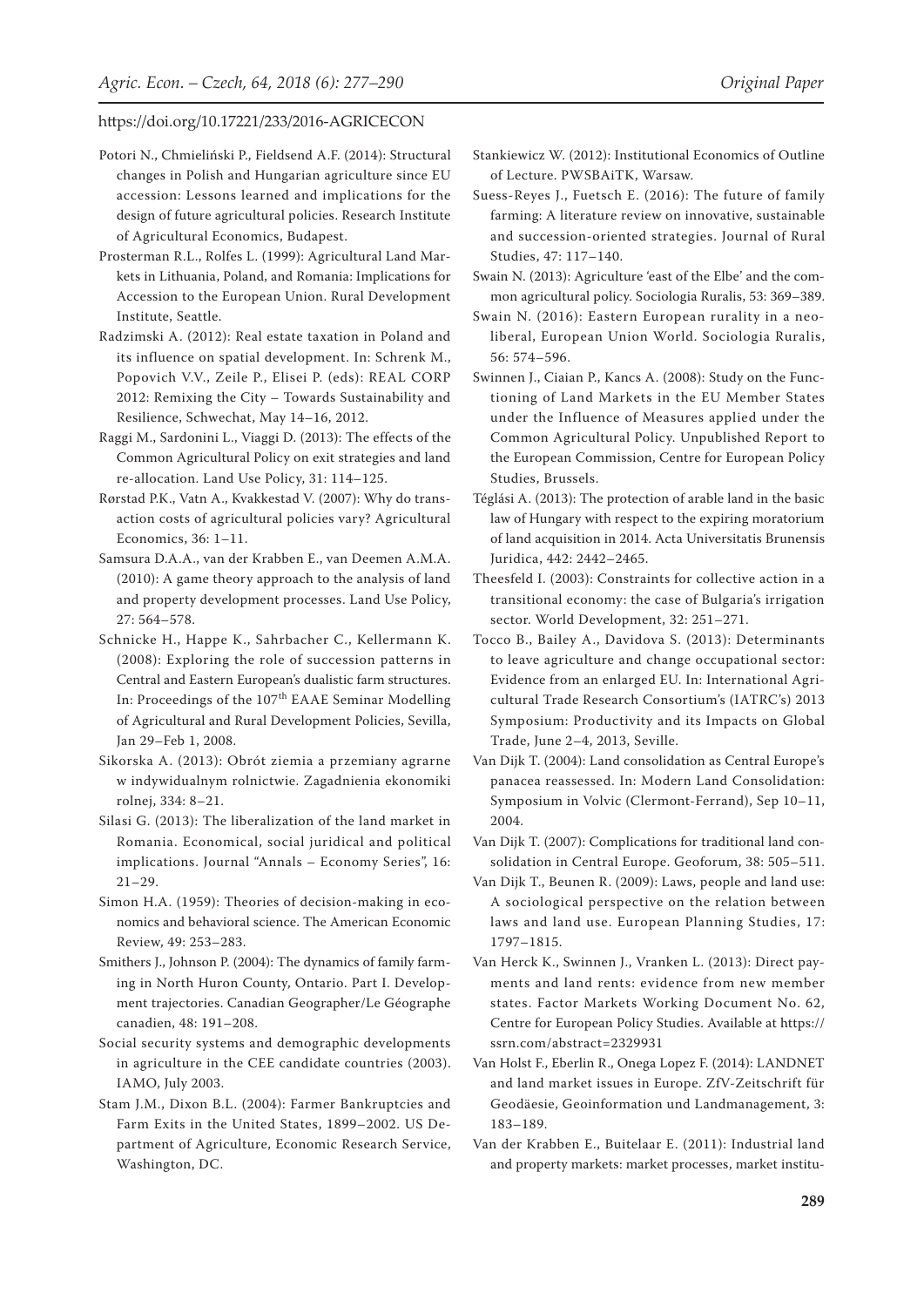Potori N., Chmieliński P., Fieldsend A.F. (2014): Structural changes in Polish and Hungarian agriculture since EU accession: Lessons learned and implications for the design of future agricultural policies. Research Institute of Agricultural Economics, Budapest.

Prosterman R.L., Rolfes L. (1999): Agricultural Land Markets in Lithuania, Poland, and Romania: Implications for Accession to the European Union. Rural Development Institute, Seattle.

Radzimski A. (2012): Real estate taxation in Poland and its influence on spatial development. In: Schrenk M., Popovich V.V., Zeile P., Elisei P. (eds): REAL CORP 2012: Remixing the City – Towards Sustainability and Resilience, Schwechat, May 14–16, 2012.

Raggi M., Sardonini L., Viaggi D. (2013): The effects of the Common Agricultural Policy on exit strategies and land re-allocation. Land Use Policy, 31: 114–125.

Rørstad P.K., Vatn A., Kvakkestad V. (2007): Why do transaction costs of agricultural policies vary? Agricultural Economics, 36: 1–11.

Samsura D.A.A., van der Krabben E., van Deemen A.M.A. (2010): A game theory approach to the analysis of land and property development processes. Land Use Policy, 27: 564–578.

Schnicke H., Happe K., Sahrbacher C., Kellermann K. (2008): Exploring the role of succession patterns in Central and Eastern European's dualistic farm structures. In: Proceedings of the 107th EAAE Seminar Modelling of Agricultural and Rural Development Policies, Sevilla, Jan 29–Feb 1, 2008.

Sikorska A. (2013): Obrót ziemia a przemiany agrarne w indywidualnym rolnictwie. Zagadnienia ekonomiki rolnej, 334: 8–21.

Silasi G. (2013): The liberalization of the land market in Romania. Economical, social juridical and political implications. Journal "Annals – Economy Series", 16: 21–29.

Simon H.A. (1959): Theories of decision-making in economics and behavioral science. The American Economic Review, 49: 253–283.

Smithers J., Johnson P. (2004): The dynamics of family farming in North Huron County, Ontario. Part I. Development trajectories. Canadian Geographer/Le Géographe canadien, 48: 191–208.

Social security systems and demographic developments in agriculture in the CEE candidate countries (2003). IAMO, July 2003.

Stam J.M., Dixon B.L. (2004): Farmer Bankruptcies and Farm Exits in the United States, 1899–2002. US Department of Agriculture, Economic Research Service, Washington, DC.

Stankiewicz W. (2012): Institutional Economics of Outline of Lecture. PWSBAiTK, Warsaw.

Suess-Reyes J., Fuetsch E. (2016): The future of family farming: A literature review on innovative, sustainable and succession-oriented strategies. Journal of Rural Studies, 47: 117–140.

Swain N. (2013): Agriculture 'east of the Elbe' and the common agricultural policy. Sociologia Ruralis, 53: 369–389.

Swain N. (2016): Eastern European rurality in a neo-liberal, European Union World. Sociologia Ruralis, 56: 574–596.

Swinnen J., Ciaian P., Kancs A. (2008): Study on the Functioning of Land Markets in the EU Member States under the Influence of Measures applied under the Common Agricultural Policy. Unpublished Report to the European Commission, Centre for European Policy Studies, Brussels.

Téglási A. (2013): The protection of arable land in the basic law of Hungary with respect to the expiring moratorium of land acquisition in 2014. Acta Universitatis Brunensis Juridica, 442: 2442–2465.

Theesfeld I. (2003): Constraints for collective action in a transitional economy: the case of Bulgaria's irrigation sector. World Development, 32: 251–271.

Tocco B., Bailey A., Davidova S. (2013): Determinants to leave agriculture and change occupational sector: Evidence from an enlarged EU. In: International Agricultural Trade Research Consortium's (IATRC's) 2013 Symposium: Productivity and its Impacts on Global Trade, June 2–4, 2013, Seville.

Van Dijk T. (2004): Land consolidation as Central Europe's panacea reassessed. In: Modern Land Consolidation: Symposium in Volvic (Clermont-Ferrand), Sep 10–11, 2004.

Van Dijk T. (2007): Complications for traditional land consolidation in Central Europe. Geoforum, 38: 505–511.

Van Dijk T., Beunen R. (2009): Laws, people and land use: A sociological perspective on the relation between laws and land use. European Planning Studies, 17: 1797–1815.

Van Herck K., Swinnen J., Vranken L. (2013): Direct payments and land rents: evidence from new member states. Factor Markets Working Document No. 62, Centre for European Policy Studies. Available at https://ssrn.com/abstract=2329931

Van Holst F., Eberlin R., Onega Lopez F. (2014): LANDNET and land market issues in Europe. ZfV-Zeitschrift für Geodäesie, Geoinformation und Landmanagement, 3: 183–189.

Van der Krabben E., Buitelaar E. (2011): Industrial land and property markets: market processes, market institu-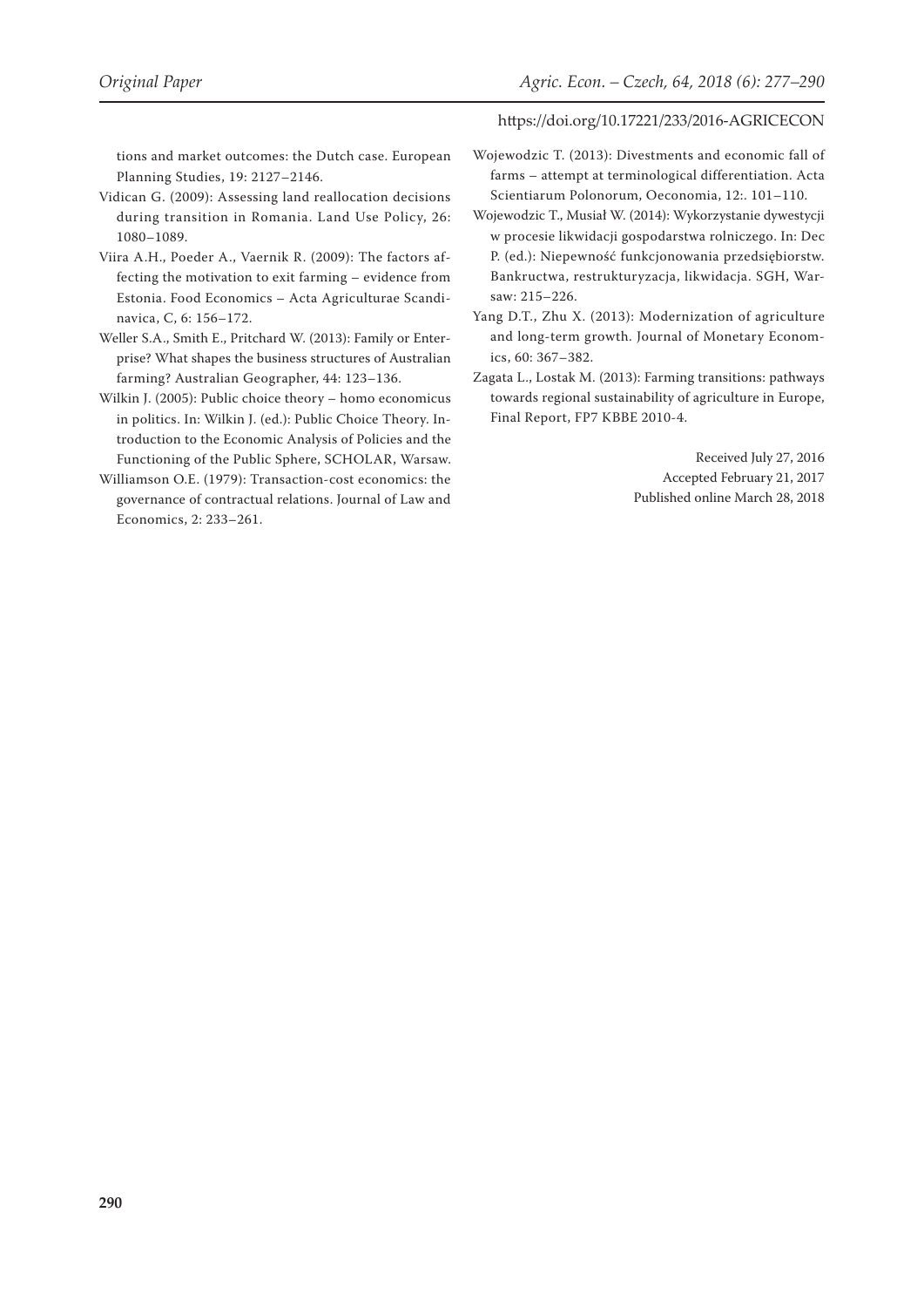tions and market outcomes: the Dutch case. European Planning Studies, 19: 2127–2146.

Vidican G. (2009): Assessing land reallocation decisions during transition in Romania. Land Use Policy, 26: 1080–1089.

Viira A.H., Poeder A., Vaernik R. (2009): The factors affecting the motivation to exit farming – evidence from Estonia. Food Economics – Acta Agriculturae Scandinavica, C, 6: 156–172.

Weller S.A., Smith E., Pritchard W. (2013): Family or Enterprise? What shapes the business structures of Australian farming? Australian Geographer, 44: 123–136.

Wilkin J. (2005): Public choice theory – homo economicus in politics. In: Wilkin J. (ed.): Public Choice Theory. Introduction to the Economic Analysis of Policies and the Functioning of the Public Sphere, SCHOLAR, Warsaw.

Williamson O.E. (1979): Transaction-cost economics: the governance of contractual relations. Journal of Law and Economics, 2: 233–261.

Wojewodzic T. (2013): Divestments and economic fall of farms – attempt at terminological differentiation. Acta Scientiarum Polonorum, Oeconomia, 12:. 101–110.

Wojewodzic T., Musiał W. (2014): Wykorzystanie dywestycji w procesie likwidacji gospodarstwa rolniczego. In: Dec P. (ed.): Niepewność funkcjonowania przedsiębiorstw. Bankructwa, restrukturyzacja, likwidacja. SGH, Warsaw: 215–226.

Yang D.T., Zhu X. (2013): Modernization of agriculture and long-term growth. Journal of Monetary Economics, 60: 367–382.

Zagata L., Lostak M. (2013): Farming transitions: pathways towards regional sustainability of agriculture in Europe, Final Report, FP7 KBBE 2010-4.

Received July 27, 2016
Accepted February 21, 2017
Published online March 28, 2018